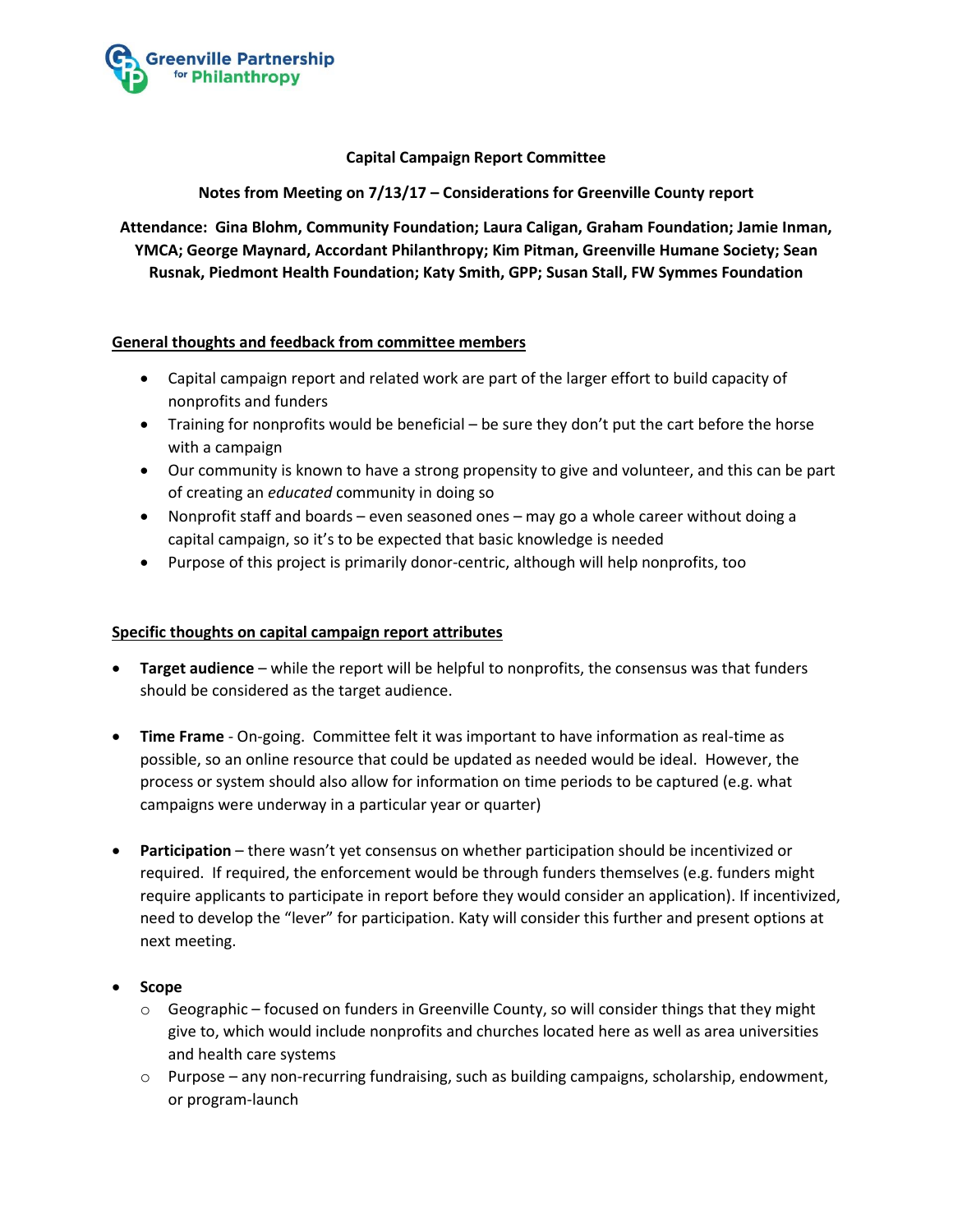Greenville Partnership for Philanthropy

**Capital Campaign Report Committee**

**Notes from Meeting on 7/13/17 – Considerations for Greenville County report**

**Attendance: Gina Blohm, Community Foundation; Laura Caligan, Graham Foundation; Jamie Inman, YMCA; George Maynard, Accordant Philanthropy; Kim Pitman, Greenville Humane Society; Sean Rusnak, Piedmont Health Foundation; Katy Smith, GPP; Susan Stall, FW Symmes Foundation**

## General thoughts and feedback from committee members

- Capital campaign report and related work are part of the larger effort to build capacity of nonprofits and funders
- Training for nonprofits would be beneficial – be sure they don't put the cart before the horse with a campaign
- Our community is known to have a strong propensity to give and volunteer, and this can be part of creating an *educated* community in doing so
- Nonprofit staff and boards – even seasoned ones – may go a whole career without doing a capital campaign, so it's to be expected that basic knowledge is needed
- Purpose of this project is primarily donor-centric, although will help nonprofits, too

## Specific thoughts on capital campaign report attributes

- **Target audience** – while the report will be helpful to nonprofits, the consensus was that funders should be considered as the target audience.
- **Time Frame** - On-going. Committee felt it was important to have information as real-time as possible, so an online resource that could be updated as needed would be ideal. However, the process or system should also allow for information on time periods to be captured (e.g. what campaigns were underway in a particular year or quarter)
- **Participation** – there wasn't yet consensus on whether participation should be incentivized or required. If required, the enforcement would be through funders themselves (e.g. funders might require applicants to participate in report before they would consider an application). If incentivized, need to develop the "lever" for participation. Katy will consider this further and present options at next meeting.
- **Scope**
  - Geographic – focused on funders in Greenville County, so will consider things that they might give to, which would include nonprofits and churches located here as well as area universities and health care systems
  - Purpose – any non-recurring fundraising, such as building campaigns, scholarship, endowment, or program-launch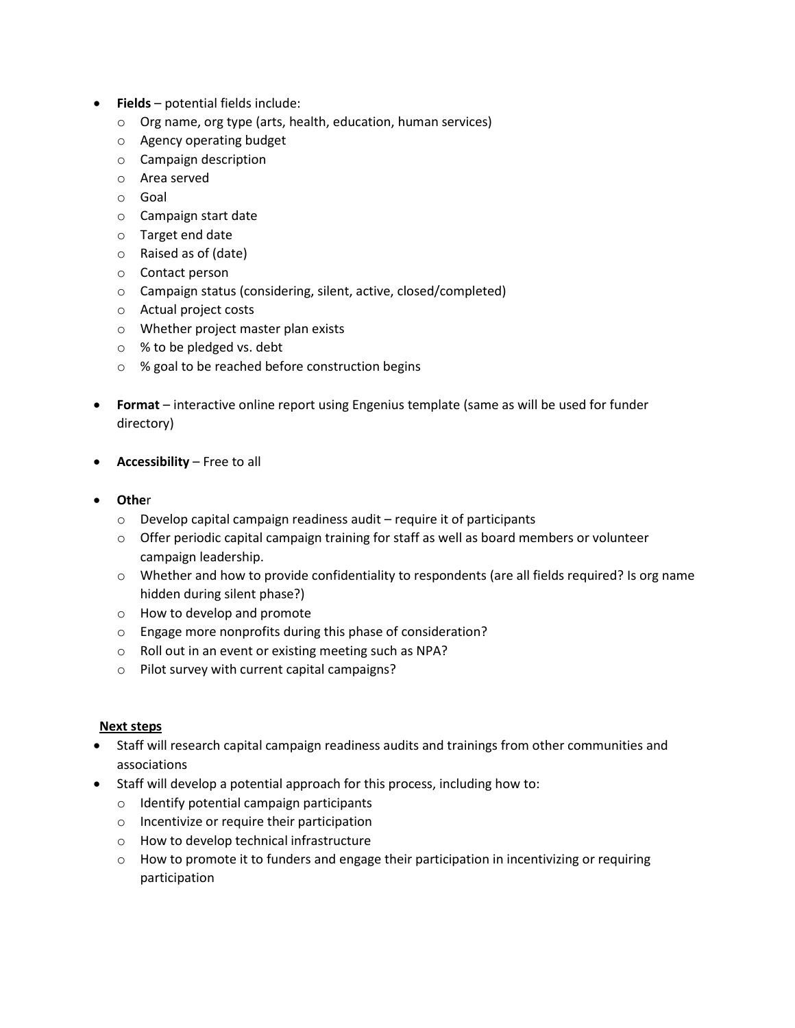- **Fields** – potential fields include:
  - Org name, org type (arts, health, education, human services)
  - Agency operating budget
  - Campaign description
  - Area served
  - Goal
  - Campaign start date
  - Target end date
  - Raised as of (date)
  - Contact person
  - Campaign status (considering, silent, active, closed/completed)
  - Actual project costs
  - Whether project master plan exists
  - % to be pledged vs. debt
  - % goal to be reached before construction begins

- **Format** – interactive online report using Engenius template (same as will be used for funder directory)

- **Accessibility** – Free to all

- **Othe**r
  - Develop capital campaign readiness audit – require it of participants
  - Offer periodic capital campaign training for staff as well as board members or volunteer campaign leadership.
  - Whether and how to provide confidentiality to respondents (are all fields required? Is org name hidden during silent phase?)
  - How to develop and promote
  - Engage more nonprofits during this phase of consideration?
  - Roll out in an event or existing meeting such as NPA?
  - Pilot survey with current capital campaigns?

**<u>Next steps</u>**

- Staff will research capital campaign readiness audits and trainings from other communities and associations
- Staff will develop a potential approach for this process, including how to:
  - Identify potential campaign participants
  - Incentivize or require their participation
  - How to develop technical infrastructure
  - How to promote it to funders and engage their participation in incentivizing or requiring participation